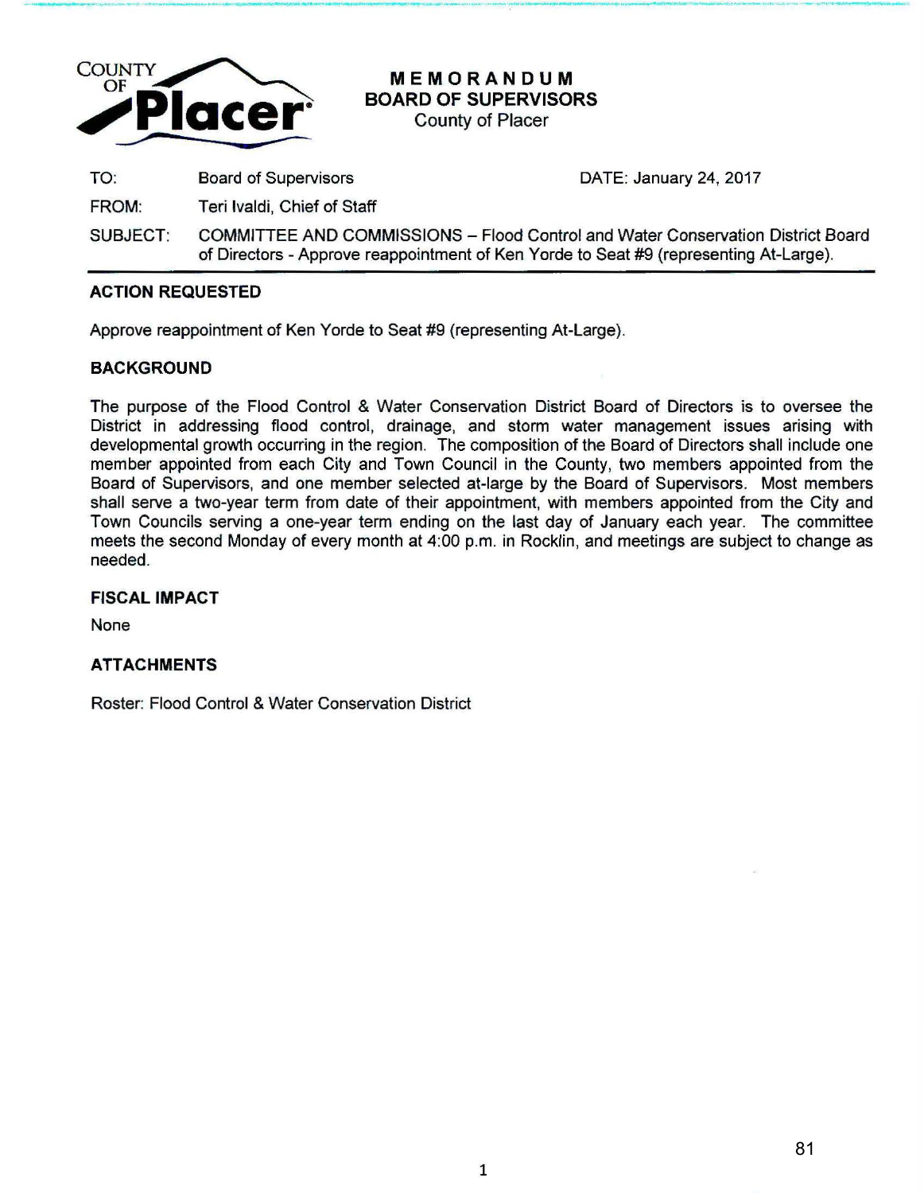COUNTY OF Placer

# MEMORANDUM
## BOARD OF SUPERVISORS
County of Placer

| | | |
|---|---|---|
| TO: | Board of Supervisors | DATE: January 24, 2017 |
| FROM: | Teri Ivaldi, Chief of Staff | |
| SUBJECT: | COMMITTEE AND COMMISSIONS – Flood Control and Water Conservation District Board of Directors - Approve reappointment of Ken Yorde to Seat #9 (representing At-Large). | |

### ACTION REQUESTED

Approve reappointment of Ken Yorde to Seat #9 (representing At-Large).

### BACKGROUND

The purpose of the Flood Control & Water Conservation District Board of Directors is to oversee the District in addressing flood control, drainage, and storm water management issues arising with developmental growth occurring in the region. The composition of the Board of Directors shall include one member appointed from each City and Town Council in the County, two members appointed from the Board of Supervisors, and one member selected at-large by the Board of Supervisors. Most members shall serve a two-year term from date of their appointment, with members appointed from the City and Town Councils serving a one-year term ending on the last day of January each year. The committee meets the second Monday of every month at 4:00 p.m. in Rocklin, and meetings are subject to change as needed.

### FISCAL IMPACT

None

### ATTACHMENTS

Roster: Flood Control & Water Conservation District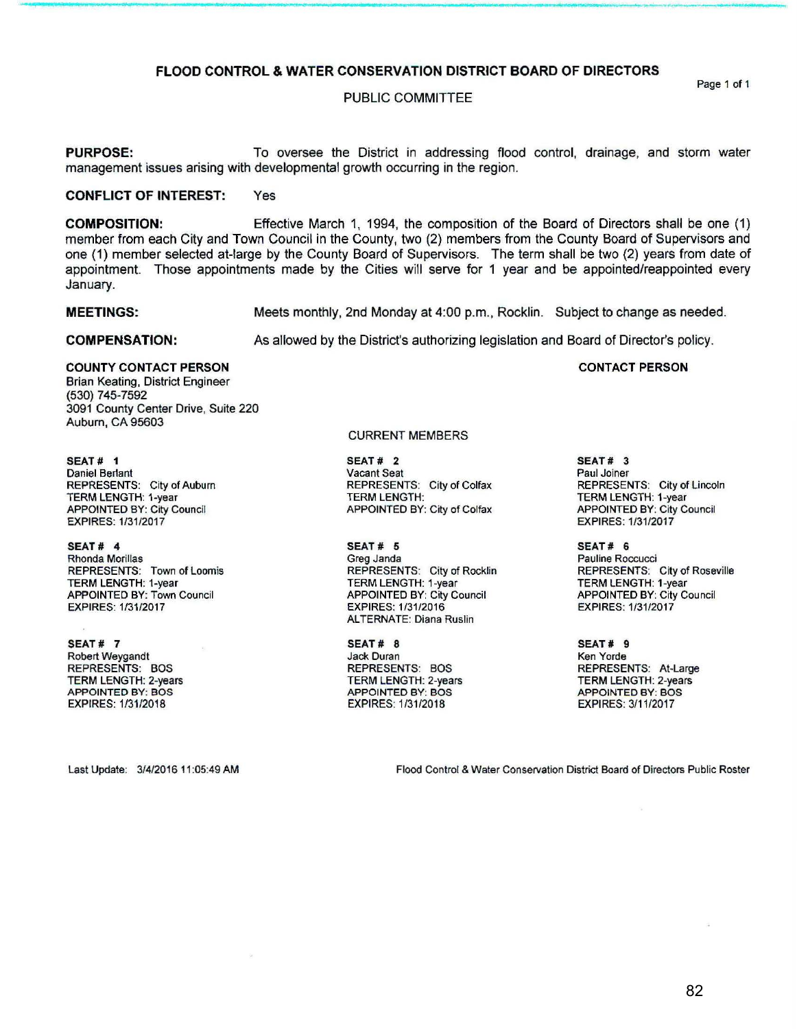# FLOOD CONTROL & WATER CONSERVATION DISTRICT BOARD OF DIRECTORS

## PUBLIC COMMITTEE

**PURPOSE:** To oversee the District in addressing flood control, drainage, and storm water management issues arising with developmental growth occurring in the region.

**CONFLICT OF INTEREST:** Yes

**COMPOSITION:** Effective March 1, 1994, the composition of the Board of Directors shall be one (1) member from each City and Town Council in the County, two (2) members from the County Board of Supervisors and one (1) member selected at-large by the County Board of Supervisors. The term shall be two (2) years from date of appointment. Those appointments made by the Cities will serve for 1 year and be appointed/reappointed every January.

**MEETINGS:** Meets monthly, 2nd Monday at 4:00 p.m., Rocklin. Subject to change as needed.

**COMPENSATION:** As allowed by the District's authorizing legislation and Board of Director's policy.

**COUNTY CONTACT PERSON**
Brian Keating, District Engineer
(530) 745-7592
3091 County Center Drive, Suite 220
Auburn, CA 95603

**CONTACT PERSON**

### CURRENT MEMBERS

**SEAT # 1**
Daniel Berlant
REPRESENTS: City of Auburn
TERM LENGTH: 1-year
APPOINTED BY: City Council
EXPIRES: 1/31/2017

**SEAT # 2**
Vacant Seat
REPRESENTS: City of Colfax
TERM LENGTH:
APPOINTED BY: City of Colfax

**SEAT # 3**
Paul Joiner
REPRESENTS: City of Lincoln
TERM LENGTH: 1-year
APPOINTED BY: City Council
EXPIRES: 1/31/2017

**SEAT # 4**
Rhonda Morillas
REPRESENTS: Town of Loomis
TERM LENGTH: 1-year
APPOINTED BY: Town Council
EXPIRES: 1/31/2017

**SEAT # 5**
Greg Janda
REPRESENTS: City of Rocklin
TERM LENGTH: 1-year
APPOINTED BY: City Council
EXPIRES: 1/31/2016
ALTERNATE: Diana Ruslin

**SEAT # 6**
Pauline Roccucci
REPRESENTS: City of Roseville
TERM LENGTH: 1-year
APPOINTED BY: City Council
EXPIRES: 1/31/2017

**SEAT # 7**
Robert Weygandt
REPRESENTS: BOS
TERM LENGTH: 2-years
APPOINTED BY: BOS
EXPIRES: 1/31/2018

**SEAT # 8**
Jack Duran
REPRESENTS: BOS
TERM LENGTH: 2-years
APPOINTED BY: BOS
EXPIRES: 1/31/2018

**SEAT # 9**
Ken Yorde
REPRESENTS: At-Large
TERM LENGTH: 2-years
APPOINTED BY: BOS
EXPIRES: 3/11/2017

Last Update: 3/4/2016 11:05:49 AM

Flood Control & Water Conservation District Board of Directors Public Roster